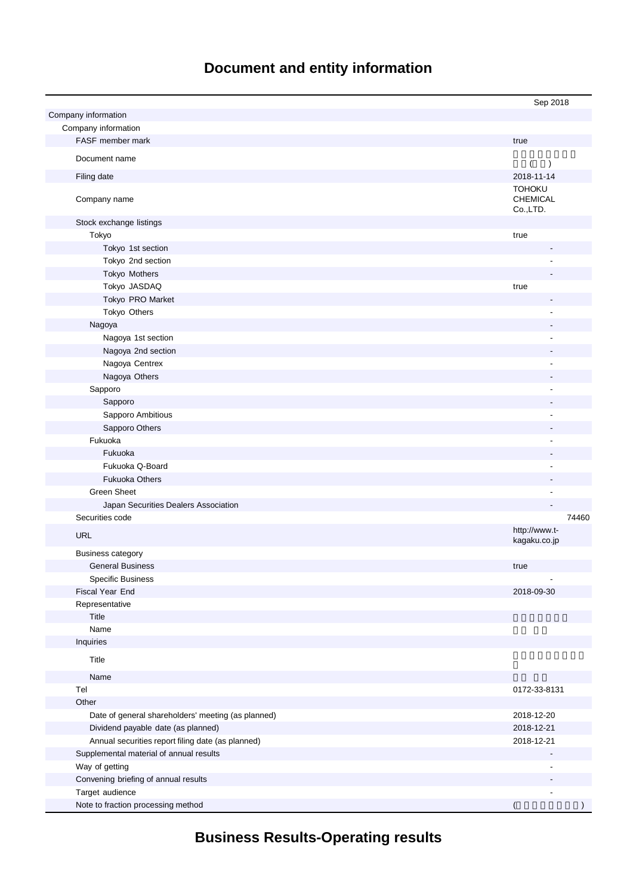# Document and entity information

| | Sep 2018 |
|---|---|
| Company information | |
| Company information | |
| FASF member mark | true |
| Document name | ( ) |
| Filing date | 2018-11-14 |
| Company name | TOHOKU CHEMICAL Co.,LTD. |
| Stock exchange listings | |
| Tokyo | true |
| Tokyo 1st section | - |
| Tokyo 2nd section | - |
| Tokyo Mothers | - |
| Tokyo JASDAQ | true |
| Tokyo PRO Market | - |
| Tokyo Others | - |
| Nagoya | - |
| Nagoya 1st section | - |
| Nagoya 2nd section | - |
| Nagoya Centrex | - |
| Nagoya Others | - |
| Sapporo | - |
| Sapporo | - |
| Sapporo Ambitious | - |
| Sapporo Others | - |
| Fukuoka | - |
| Fukuoka | - |
| Fukuoka Q-Board | - |
| Fukuoka Others | - |
| Green Sheet | - |
| Japan Securities Dealers Association | - |
| Securities code | 74460 |
| URL | http://www.t-kagaku.co.jp |
| Business category | |
| General Business | true |
| Specific Business | - |
| Fiscal Year End | 2018-09-30 |
| Representative | |
| Title | |
| Name | |
| Inquiries | |
| Title | |
| Name | |
| Tel | 0172-33-8131 |
| Other | |
| Date of general shareholders' meeting (as planned) | 2018-12-20 |
| Dividend payable date (as planned) | 2018-12-21 |
| Annual securities report filing date (as planned) | 2018-12-21 |
| Supplemental material of annual results | - |
| Way of getting | - |
| Convening briefing of annual results | - |
| Target audience | - |
| Note to fraction processing method | ( ) |

# Business Results-Operating results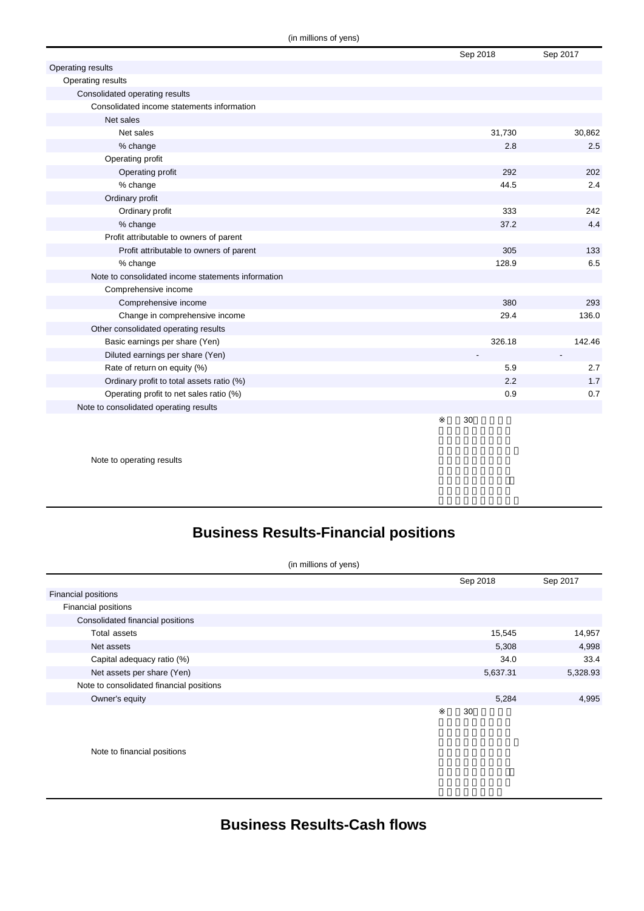(in millions of yens)

| | Sep 2018 | Sep 2017 |
|---|---|---|
| Operating results | | |
| Operating results | | |
| Consolidated operating results | | |
| Consolidated income statements information | | |
| Net sales | | |
| Net sales | 31,730 | 30,862 |
| % change | 2.8 | 2.5 |
| Operating profit | | |
| Operating profit | 292 | 202 |
| % change | 44.5 | 2.4 |
| Ordinary profit | | |
| Ordinary profit | 333 | 242 |
| % change | 37.2 | 4.4 |
| Profit attributable to owners of parent | | |
| Profit attributable to owners of parent | 305 | 133 |
| % change | 128.9 | 6.5 |
| Note to consolidated income statements information | | |
| Comprehensive income | | |
| Comprehensive income | 380 | 293 |
| Change in comprehensive income | 29.4 | 136.0 |
| Other consolidated operating results | | |
| Basic earnings per share (Yen) | 326.18 | 142.46 |
| Diluted earnings per share (Yen) | - | - |
| Rate of return on equity (%) | 5.9 | 2.7 |
| Ordinary profit to total assets ratio (%) | 2.2 | 1.7 |
| Operating profit to net sales ratio (%) | 0.9 | 0.7 |
| Note to consolidated operating results | | |
| Note to operating results | ※ 30 | |

## Business Results-Financial positions

(in millions of yens)

| | Sep 2018 | Sep 2017 |
|---|---|---|
| Financial positions | | |
| Financial positions | | |
| Consolidated financial positions | | |
| Total assets | 15,545 | 14,957 |
| Net assets | 5,308 | 4,998 |
| Capital adequacy ratio (%) | 34.0 | 33.4 |
| Net assets per share (Yen) | 5,637.31 | 5,328.93 |
| Note to consolidated financial positions | | |
| Owner's equity | 5,284 | 4,995 |
| Note to financial positions | ※ 30 | |

## Business Results-Cash flows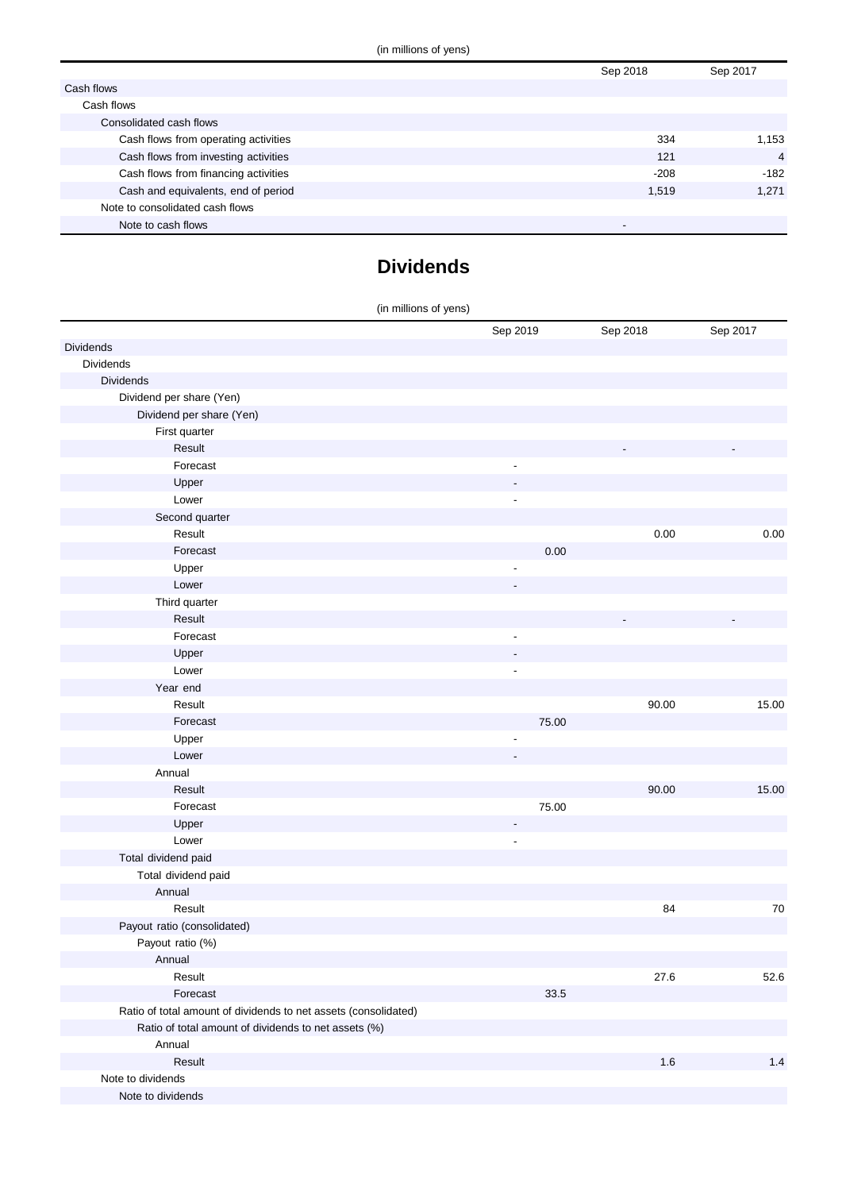(in millions of yens)

| | Sep 2018 | Sep 2017 |
|---|---|---|
| Cash flows | | |
| Cash flows | | |
| Consolidated cash flows | | |
| Cash flows from operating activities | 334 | 1,153 |
| Cash flows from investing activities | 121 | 4 |
| Cash flows from financing activities | -208 | -182 |
| Cash and equivalents, end of period | 1,519 | 1,271 |
| Note to consolidated cash flows | | |
| Note to cash flows | - | |

# Dividends

(in millions of yens)

| | Sep 2019 | Sep 2018 | Sep 2017 |
|---|---|---|---|
| Dividends | | | |
| Dividends | | | |
| Dividends | | | |
| Dividend per share (Yen) | | | |
| Dividend per share (Yen) | | | |
| First quarter | | | |
| Result | | - | - |
| Forecast | - | | |
| Upper | - | | |
| Lower | - | | |
| Second quarter | | | |
| Result | | 0.00 | 0.00 |
| Forecast | 0.00 | | |
| Upper | - | | |
| Lower | - | | |
| Third quarter | | | |
| Result | | - | - |
| Forecast | - | | |
| Upper | - | | |
| Lower | - | | |
| Year end | | | |
| Result | | 90.00 | 15.00 |
| Forecast | 75.00 | | |
| Upper | - | | |
| Lower | - | | |
| Annual | | | |
| Result | | 90.00 | 15.00 |
| Forecast | 75.00 | | |
| Upper | - | | |
| Lower | - | | |
| Total dividend paid | | | |
| Total dividend paid | | | |
| Annual | | | |
| Result | | 84 | 70 |
| Payout ratio (consolidated) | | | |
| Payout ratio (%) | | | |
| Annual | | | |
| Result | | 27.6 | 52.6 |
| Forecast | 33.5 | | |
| Ratio of total amount of dividends to net assets (consolidated) | | | |
| Ratio of total amount of dividends to net assets (%) | | | |
| Annual | | | |
| Result | | 1.6 | 1.4 |
| Note to dividends | | | |
| Note to dividends | | | |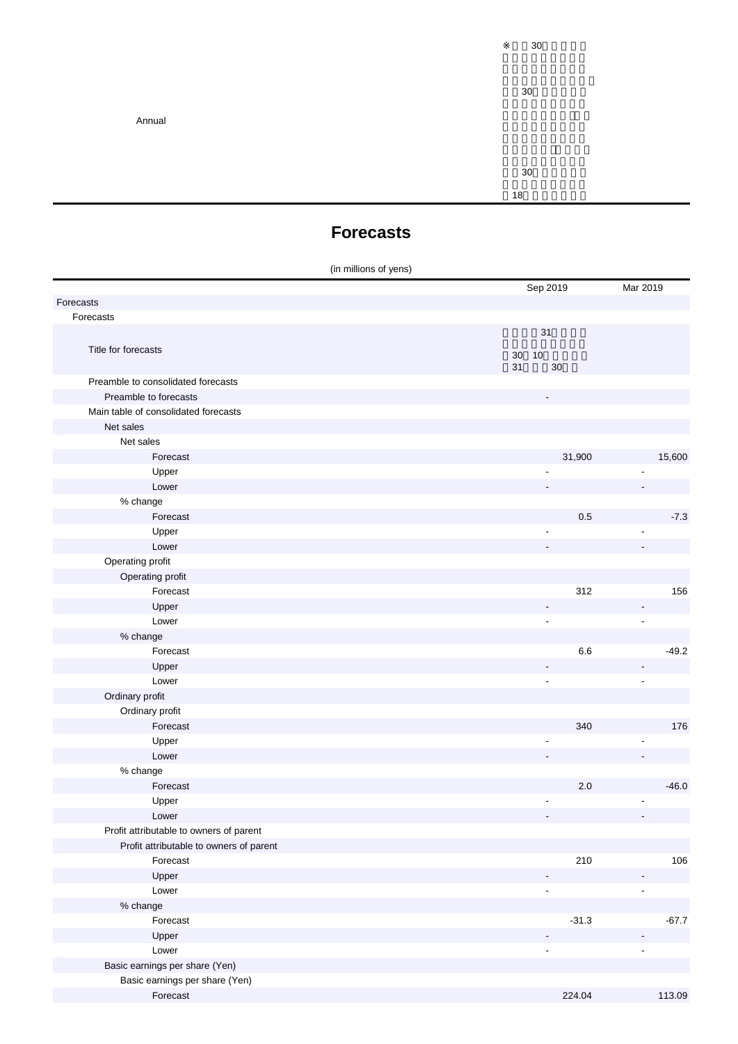| | |
|---|---|
| Annual | ※ 30<br>30<br>30<br>18 |

# Forecasts

(in millions of yens)

| | Sep 2019 | Mar 2019 |
|---|---|---|
| Forecasts | | |
| Forecasts | | |
| Title for forecasts | 31<br>30 10<br>31 30 | |
| Preamble to consolidated forecasts | | |
| Preamble to forecasts | - | |
| Main table of consolidated forecasts | | |
| Net sales | | |
| Net sales | | |
| Forecast | 31,900 | 15,600 |
| Upper | - | - |
| Lower | - | - |
| % change | | |
| Forecast | 0.5 | -7.3 |
| Upper | - | - |
| Lower | - | - |
| Operating profit | | |
| Operating profit | | |
| Forecast | 312 | 156 |
| Upper | - | - |
| Lower | - | - |
| % change | | |
| Forecast | 6.6 | -49.2 |
| Upper | - | - |
| Lower | - | - |
| Ordinary profit | | |
| Ordinary profit | | |
| Forecast | 340 | 176 |
| Upper | - | - |
| Lower | - | - |
| % change | | |
| Forecast | 2.0 | -46.0 |
| Upper | - | - |
| Lower | - | - |
| Profit attributable to owners of parent | | |
| Profit attributable to owners of parent | | |
| Forecast | 210 | 106 |
| Upper | - | - |
| Lower | - | - |
| % change | | |
| Forecast | -31.3 | -67.7 |
| Upper | - | - |
| Lower | - | - |
| Basic earnings per share (Yen) | | |
| Basic earnings per share (Yen) | | |
| Forecast | 224.04 | 113.09 |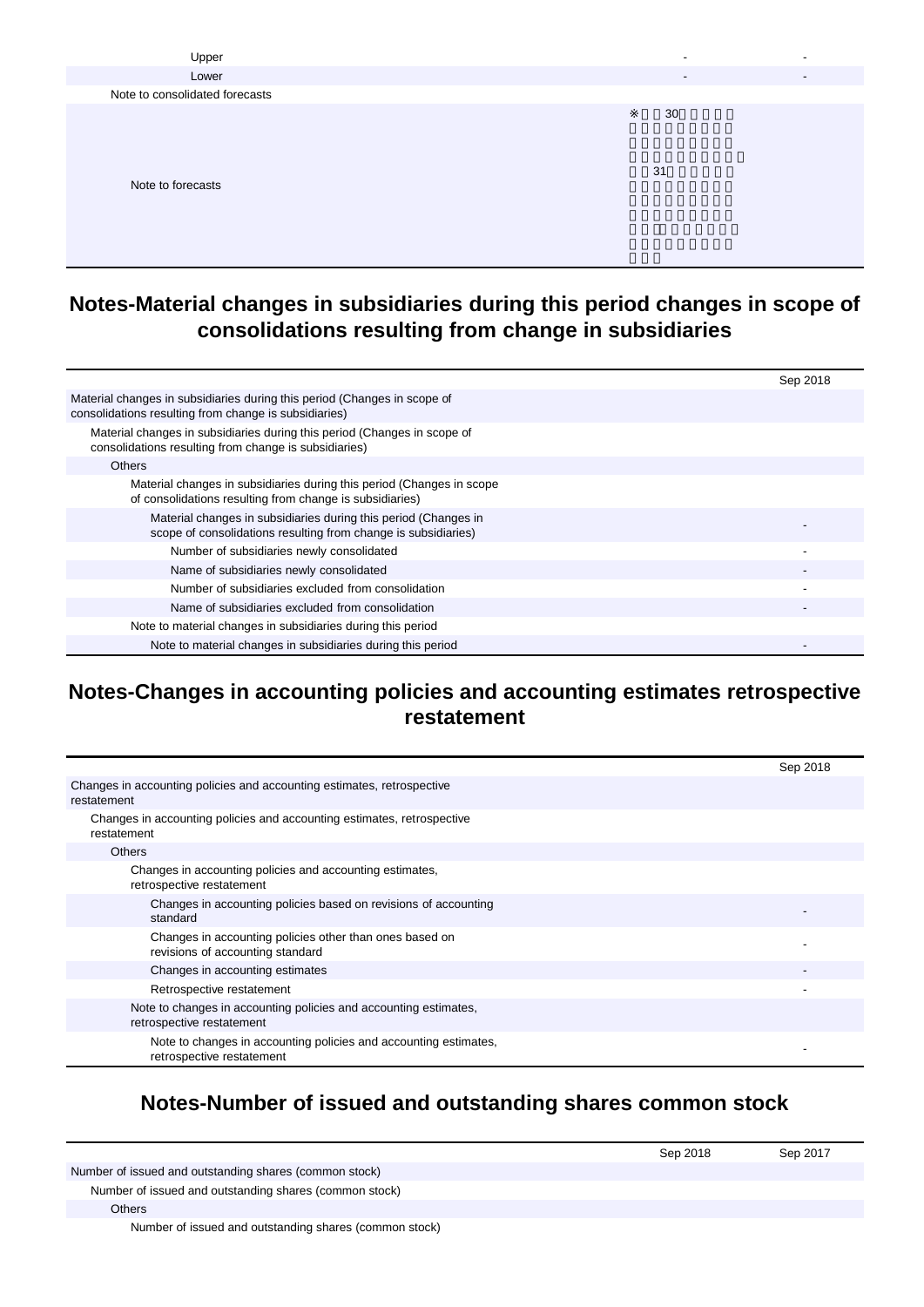| | | |
|---|---|---|
| Upper | - | - |
| Lower | - | - |
| Note to consolidated forecasts | | |
| Note to forecasts | ※ 30 31 | |

## Notes-Material changes in subsidiaries during this period changes in scope of consolidations resulting from change in subsidiaries

| | Sep 2018 |
|---|---|
| Material changes in subsidiaries during this period (Changes in scope of consolidations resulting from change is subsidiaries) | |
| Material changes in subsidiaries during this period (Changes in scope of consolidations resulting from change is subsidiaries) | |
| Others | |
| Material changes in subsidiaries during this period (Changes in scope of consolidations resulting from change is subsidiaries) | |
| Material changes in subsidiaries during this period (Changes in scope of consolidations resulting from change is subsidiaries) | - |
| Number of subsidiaries newly consolidated | - |
| Name of subsidiaries newly consolidated | - |
| Number of subsidiaries excluded from consolidation | - |
| Name of subsidiaries excluded from consolidation | - |
| Note to material changes in subsidiaries during this period | |
| Note to material changes in subsidiaries during this period | - |

## Notes-Changes in accounting policies and accounting estimates retrospective restatement

| | Sep 2018 |
|---|---|
| Changes in accounting policies and accounting estimates, retrospective restatement | |
| Changes in accounting policies and accounting estimates, retrospective restatement | |
| Others | |
| Changes in accounting policies and accounting estimates, retrospective restatement | |
| Changes in accounting policies based on revisions of accounting standard | - |
| Changes in accounting policies other than ones based on revisions of accounting standard | - |
| Changes in accounting estimates | - |
| Retrospective restatement | - |
| Note to changes in accounting policies and accounting estimates, retrospective restatement | |
| Note to changes in accounting policies and accounting estimates, retrospective restatement | - |

## Notes-Number of issued and outstanding shares common stock

| | Sep 2018 | Sep 2017 |
|---|---|---|
| Number of issued and outstanding shares (common stock) | | |
| Number of issued and outstanding shares (common stock) | | |
| Others | | |
| Number of issued and outstanding shares (common stock) | | |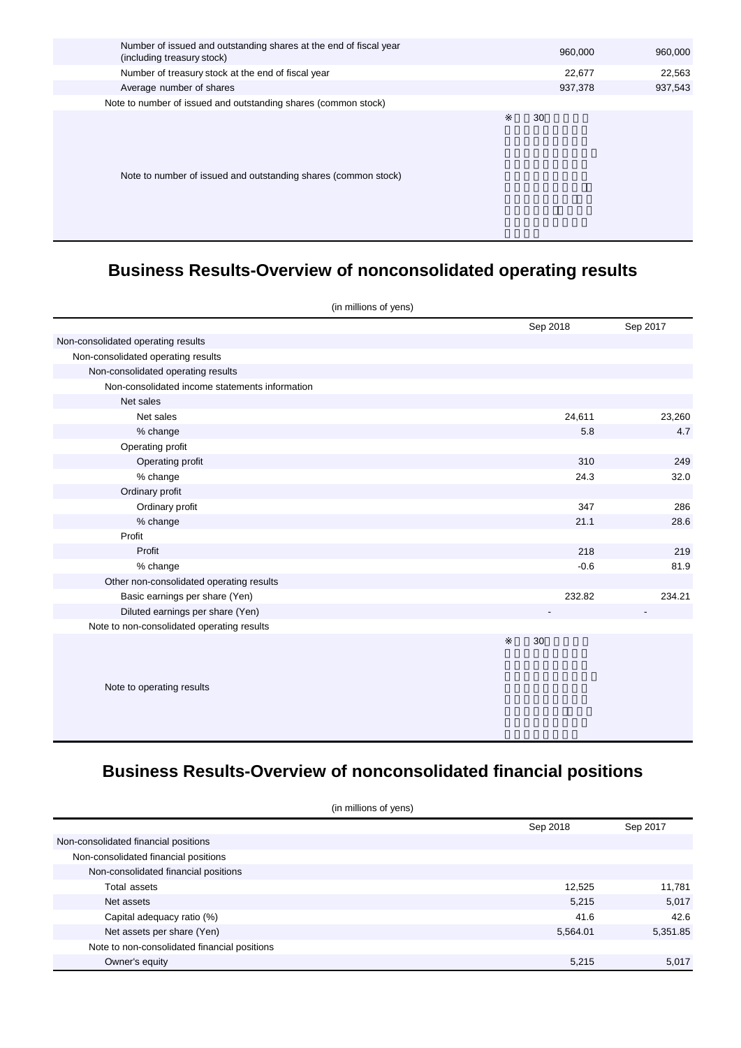| | | |
|---|---|---|
| Number of issued and outstanding shares at the end of fiscal year (including treasury stock) | 960,000 | 960,000 |
| Number of treasury stock at the end of fiscal year | 22,677 | 22,563 |
| Average number of shares | 937,378 | 937,543 |
| Note to number of issued and outstanding shares (common stock) | | |
| Note to number of issued and outstanding shares (common stock) | ※ 30 | |

## Business Results-Overview of nonconsolidated operating results

(in millions of yens)

| | Sep 2018 | Sep 2017 |
|---|---|---|
| Non-consolidated operating results | | |
| Non-consolidated operating results | | |
| Non-consolidated operating results | | |
| Non-consolidated income statements information | | |
| Net sales | | |
| Net sales | 24,611 | 23,260 |
| % change | 5.8 | 4.7 |
| Operating profit | | |
| Operating profit | 310 | 249 |
| % change | 24.3 | 32.0 |
| Ordinary profit | | |
| Ordinary profit | 347 | 286 |
| % change | 21.1 | 28.6 |
| Profit | | |
| Profit | 218 | 219 |
| % change | -0.6 | 81.9 |
| Other non-consolidated operating results | | |
| Basic earnings per share (Yen) | 232.82 | 234.21 |
| Diluted earnings per share (Yen) | - | - |
| Note to non-consolidated operating results | | |
| Note to operating results | ※ 30 | |

## Business Results-Overview of nonconsolidated financial positions

(in millions of yens)

| | Sep 2018 | Sep 2017 |
|---|---|---|
| Non-consolidated financial positions | | |
| Non-consolidated financial positions | | |
| Non-consolidated financial positions | | |
| Total assets | 12,525 | 11,781 |
| Net assets | 5,215 | 5,017 |
| Capital adequacy ratio (%) | 41.6 | 42.6 |
| Net assets per share (Yen) | 5,564.01 | 5,351.85 |
| Note to non-consolidated financial positions | | |
| Owner's equity | 5,215 | 5,017 |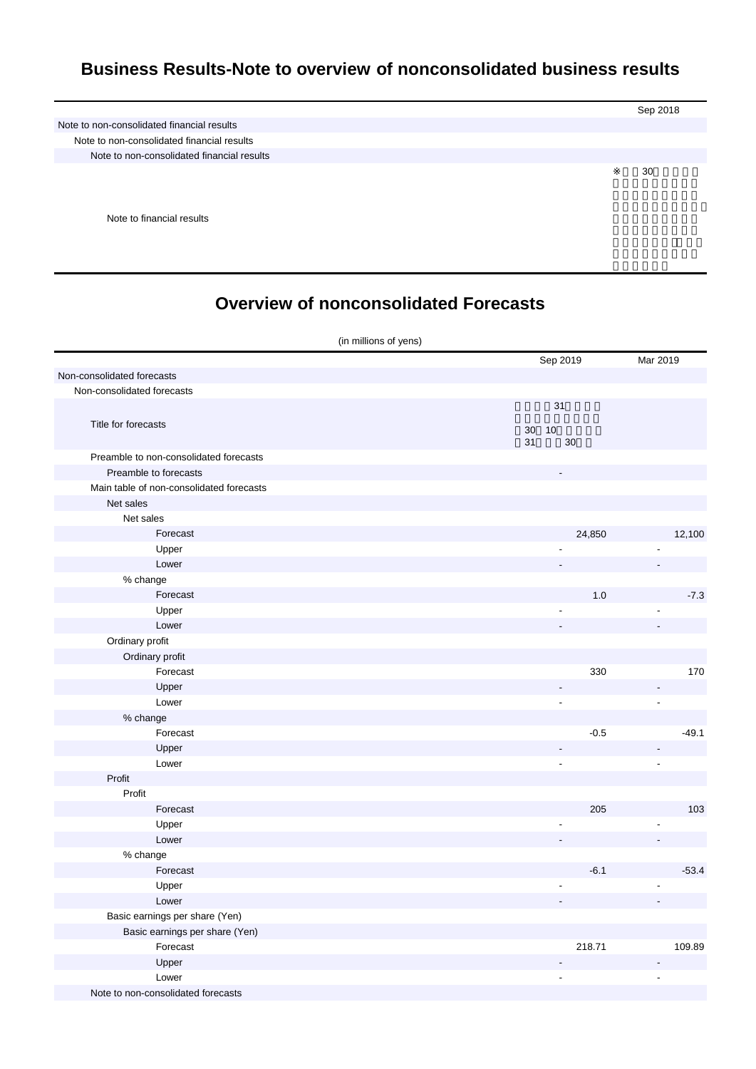# Business Results-Note to overview of nonconsolidated business results

| | Sep 2018 |
|---|---|
| Note to non-consolidated financial results | |
| Note to non-consolidated financial results | |
| Note to non-consolidated financial results | |
| Note to financial results | ※ 30 |

# Overview of nonconsolidated Forecasts

(in millions of yens)

| | Sep 2019 | Mar 2019 |
|---|---|---|
| Non-consolidated forecasts | | |
| Non-consolidated forecasts | | |
| Title for forecasts | 31 30 10 31 30 | |
| Preamble to non-consolidated forecasts | | |
| Preamble to forecasts | - | |
| Main table of non-consolidated forecasts | | |
| Net sales | | |
| Net sales | | |
| Forecast | 24,850 | 12,100 |
| Upper | - | - |
| Lower | - | - |
| % change | | |
| Forecast | 1.0 | -7.3 |
| Upper | - | - |
| Lower | - | - |
| Ordinary profit | | |
| Ordinary profit | | |
| Forecast | 330 | 170 |
| Upper | - | - |
| Lower | - | - |
| % change | | |
| Forecast | -0.5 | -49.1 |
| Upper | - | - |
| Lower | - | - |
| Profit | | |
| Profit | | |
| Forecast | 205 | 103 |
| Upper | - | - |
| Lower | - | - |
| % change | | |
| Forecast | -6.1 | -53.4 |
| Upper | - | - |
| Lower | - | - |
| Basic earnings per share (Yen) | | |
| Basic earnings per share (Yen) | | |
| Forecast | 218.71 | 109.89 |
| Upper | - | - |
| Lower | - | - |
| Note to non-consolidated forecasts | | |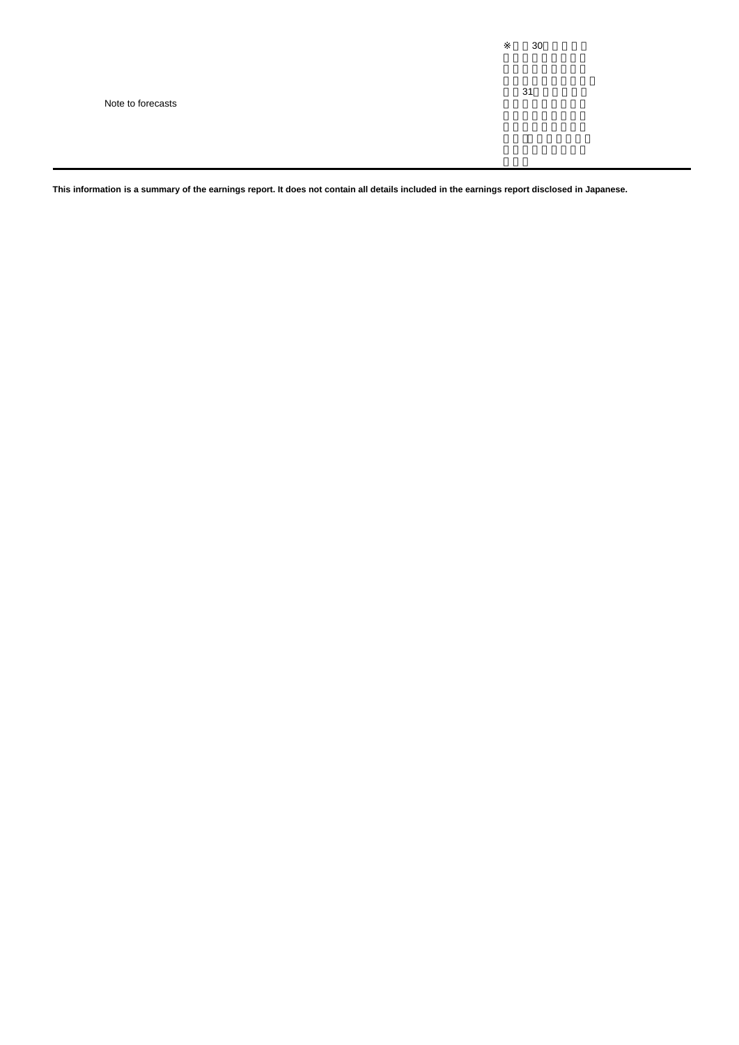| | |
|---|---|
| Note to forecasts | ※ 30<br>31 |

**This information is a summary of the earnings report. It does not contain all details included in the earnings report disclosed in Japanese.**